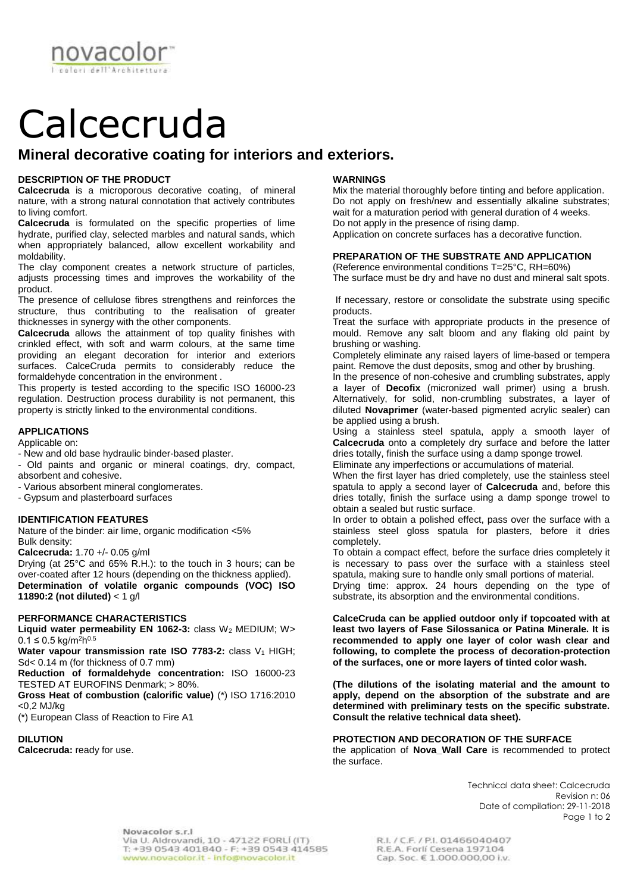novacolor
I colori dell'Architettura

# Calcecruda

## Mineral decorative coating for interiors and exteriors.

### DESCRIPTION OF THE PRODUCT

**Calcecruda** is a microporous decorative coating, of mineral nature, with a strong natural connotation that actively contributes to living comfort.

**Calcecruda** is formulated on the specific properties of lime hydrate, purified clay, selected marbles and natural sands, which when appropriately balanced, allow excellent workability and moldability.

The clay component creates a network structure of particles, adjusts processing times and improves the workability of the product.

The presence of cellulose fibres strengthens and reinforces the structure, thus contributing to the realisation of greater thicknesses in synergy with the other components.

**Calcecruda** allows the attainment of top quality finishes with crinkled effect, with soft and warm colours, at the same time providing an elegant decoration for interior and exteriors surfaces. CalceCruda permits to considerably reduce the formaldehyde concentration in the environment .

This property is tested according to the specific ISO 16000-23 regulation. Destruction process durability is not permanent, this property is strictly linked to the environmental conditions.

### APPLICATIONS

Applicable on:

- New and old base hydraulic binder-based plaster.
- Old paints and organic or mineral coatings, dry, compact, absorbent and cohesive.
- Various absorbent mineral conglomerates.
- Gypsum and plasterboard surfaces

### IDENTIFICATION FEATURES

Nature of the binder: air lime, organic modification <5%

Bulk density:

**Calcecruda:** 1.70 +/- 0.05 g/ml

Drying (at 25°C and 65% R.H.): to the touch in 3 hours; can be over-coated after 12 hours (depending on the thickness applied).

**Determination of volatile organic compounds (VOC) ISO 11890:2 (not diluted)** < 1 g/l

### PERFORMANCE CHARACTERISTICS

**Liquid water permeability EN 1062-3:** class $W_2$ MEDIUM; W> 0.1 ≤ 0.5 $kg/m^2h^{0.5}$

**Water vapour transmission rate ISO 7783-2:** class $V_1$ HIGH; Sd< 0.14 m (for thickness of 0.7 mm)

**Reduction of formaldehyde concentration:** ISO 16000-23 TESTED AT EUROFINS Denmark; > 80%.

**Gross Heat of combustion (calorific value)** (*) ISO 1716:2010 <0,2 MJ/kg

(*) European Class of Reaction to Fire A1

### DILUTION

**Calcecruda:** ready for use.

### WARNINGS

Mix the material thoroughly before tinting and before application.

Do not apply on fresh/new and essentially alkaline substrates; wait for a maturation period with general duration of 4 weeks.

Do not apply in the presence of rising damp.

Application on concrete surfaces has a decorative function.

### PREPARATION OF THE SUBSTRATE AND APPLICATION

(Reference environmental conditions T=25°C, RH=60%)

The surface must be dry and have no dust and mineral salt spots.

If necessary, restore or consolidate the substrate using specific products.

Treat the surface with appropriate products in the presence of mould. Remove any salt bloom and any flaking old paint by brushing or washing.

Completely eliminate any raised layers of lime-based or tempera paint. Remove the dust deposits, smog and other by brushing.

In the presence of non-cohesive and crumbling substrates, apply a layer of **Decofix** (micronized wall primer) using a brush. Alternatively, for solid, non-crumbling substrates, a layer of diluted **Novaprimer** (water-based pigmented acrylic sealer) can be applied using a brush.

Using a stainless steel spatula, apply a smooth layer of **Calcecruda** onto a completely dry surface and before the latter dries totally, finish the surface using a damp sponge trowel.

Eliminate any imperfections or accumulations of material.

When the first layer has dried completely, use the stainless steel spatula to apply a second layer of **Calcecruda** and, before this dries totally, finish the surface using a damp sponge trowel to obtain a sealed but rustic surface.

In order to obtain a polished effect, pass over the surface with a stainless steel gloss spatula for plasters, before it dries completely.

To obtain a compact effect, before the surface dries completely it is necessary to pass over the surface with a stainless steel spatula, making sure to handle only small portions of material.

Drying time: approx. 24 hours depending on the type of substrate, its absorption and the environmental conditions.

**CalceCruda can be applied outdoor only if topcoated with at least two layers of Fase Silossanica or Patina Minerale. It is recommended to apply one layer of color wash clear and following, to complete the process of decoration-protection of the surfaces, one or more layers of tinted color wash.**

**(The dilutions of the isolating material and the amount to apply, depend on the absorption of the substrate and are determined with preliminary tests on the specific substrate. Consult the relative technical data sheet).**

### PROTECTION AND DECORATION OF THE SURFACE

the application of **Nova_Wall Care** is recommended to protect the surface.

Technical data sheet: Calcecruda
Revision n: 06
Date of compilation: 29-11-2018

Novacolor s.r.l
Via U. Aldrovandi, 10 - 47122 FORLÍ (IT)
T: +39 0543 401840 - F: +39 0543 414585
www.novacolor.it - info@novacolor.it

R.I. / C.F. / P.I. 01466040407
R.E.A. Forlí Cesena 197104
Cap. Soc. € 1.000.000,00 i.v.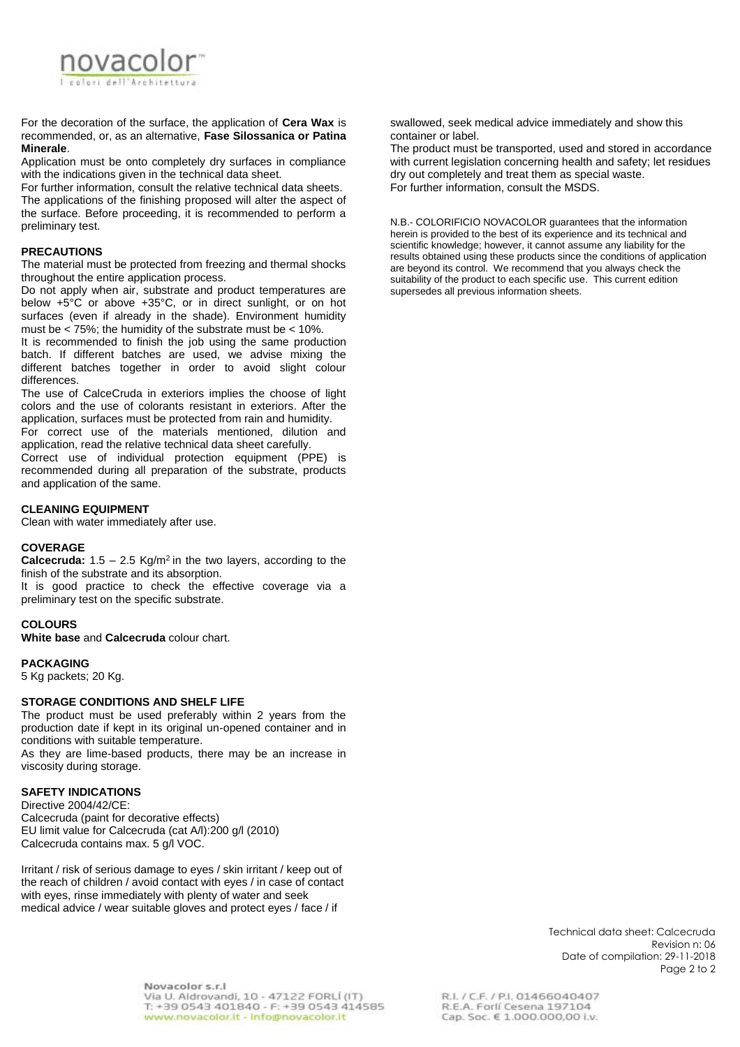For the decoration of the surface, the application of **Cera Wax** is recommended, or, as an alternative, **Fase Silossanica or Patina Minerale**.

Application must be onto completely dry surfaces in compliance with the indications given in the technical data sheet.

For further information, consult the relative technical data sheets.

The applications of the finishing proposed will alter the aspect of the surface. Before proceeding, it is recommended to perform a preliminary test.

**PRECAUTIONS**

The material must be protected from freezing and thermal shocks throughout the entire application process.

Do not apply when air, substrate and product temperatures are below +5°C or above +35°C, or in direct sunlight, or on hot surfaces (even if already in the shade). Environment humidity must be < 75%; the humidity of the substrate must be < 10%.

It is recommended to finish the job using the same production batch. If different batches are used, we advise mixing the different batches together in order to avoid slight colour differences.

The use of CalceCruda in exteriors implies the choose of light colors and the use of colorants resistant in exteriors. After the application, surfaces must be protected from rain and humidity.

For correct use of the materials mentioned, dilution and application, read the relative technical data sheet carefully.

Correct use of individual protection equipment (PPE) is recommended during all preparation of the substrate, products and application of the same.

**CLEANING EQUIPMENT**

Clean with water immediately after use.

**COVERAGE**

**Calcecruda:** 1.5 – 2.5 Kg/m$^2$ in the two layers, according to the finish of the substrate and its absorption.

It is good practice to check the effective coverage via a preliminary test on the specific substrate.

**COLOURS**

**White base** and **Calcecruda** colour chart.

**PACKAGING**

5 Kg packets; 20 Kg.

**STORAGE CONDITIONS AND SHELF LIFE**

The product must be used preferably within 2 years from the production date if kept in its original un-opened container and in conditions with suitable temperature.

As they are lime-based products, there may be an increase in viscosity during storage.

**SAFETY INDICATIONS**

Directive 2004/42/CE:
Calcecruda (paint for decorative effects)
EU limit value for Calcecruda (cat A/l):200 g/l (2010)
Calcecruda contains max. 5 g/l VOC.

Irritant / risk of serious damage to eyes / skin irritant / keep out of the reach of children / avoid contact with eyes / in case of contact with eyes, rinse immediately with plenty of water and seek medical advice / wear suitable gloves and protect eyes / face / if swallowed, seek medical advice immediately and show this container or label.

The product must be transported, used and stored in accordance with current legislation concerning health and safety; let residues dry out completely and treat them as special waste.

For further information, consult the MSDS.

N.B.- COLORIFICIO NOVACOLOR guarantees that the information herein is provided to the best of its experience and its technical and scientific knowledge; however, it cannot assume any liability for the results obtained using these products since the conditions of application are beyond its control. We recommend that you always check the suitability of the product to each specific use. This current edition supersedes all previous information sheets.

Technical data sheet: Calcecruda
Revision n: 06
Date of compilation: 29-11-2018

Novacolor s.r.l
Via U. Aldrovandi, 10 - 47122 FORLÍ (IT)
T: +39 0543 401840 - F: +39 0543 414585
www.novacolor.it - info@novacolor.it

R.I. / C.F. / P.I. 01466040407
R.E.A. Forlí Cesena 197104
Cap. Soc. € 1.000.000,00 i.v.